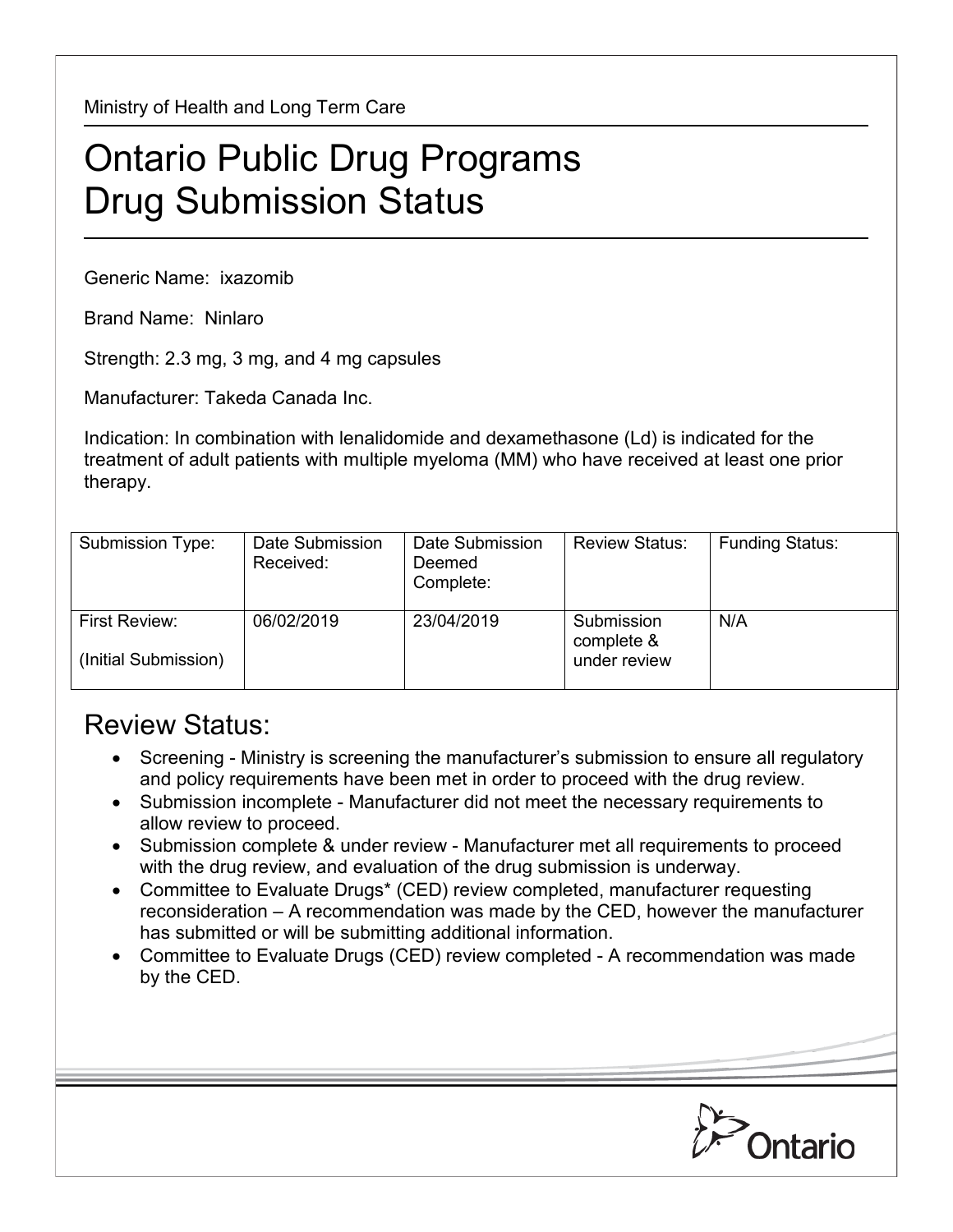Ministry of Health and Long Term Care

# Ontario Public Drug Programs
# Drug Submission Status

Generic Name: ixazomib

Brand Name: Ninlaro

Strength: 2.3 mg, 3 mg, and 4 mg capsules

Manufacturer: Takeda Canada Inc.

Indication: In combination with lenalidomide and dexamethasone (Ld) is indicated for the treatment of adult patients with multiple myeloma (MM) who have received at least one prior therapy.

| Submission Type: | Date Submission Received: | Date Submission Deemed Complete: | Review Status: | Funding Status: |
|---|---|---|---|---|
| First Review: (Initial Submission) | 06/02/2019 | 23/04/2019 | Submission complete & under review | N/A |

## Review Status:

- Screening - Ministry is screening the manufacturer's submission to ensure all regulatory and policy requirements have been met in order to proceed with the drug review.
- Submission incomplete - Manufacturer did not meet the necessary requirements to allow review to proceed.
- Submission complete & under review - Manufacturer met all requirements to proceed with the drug review, and evaluation of the drug submission is underway.
- Committee to Evaluate Drugs* (CED) review completed, manufacturer requesting reconsideration – A recommendation was made by the CED, however the manufacturer has submitted or will be submitting additional information.
- Committee to Evaluate Drugs (CED) review completed - A recommendation was made by the CED.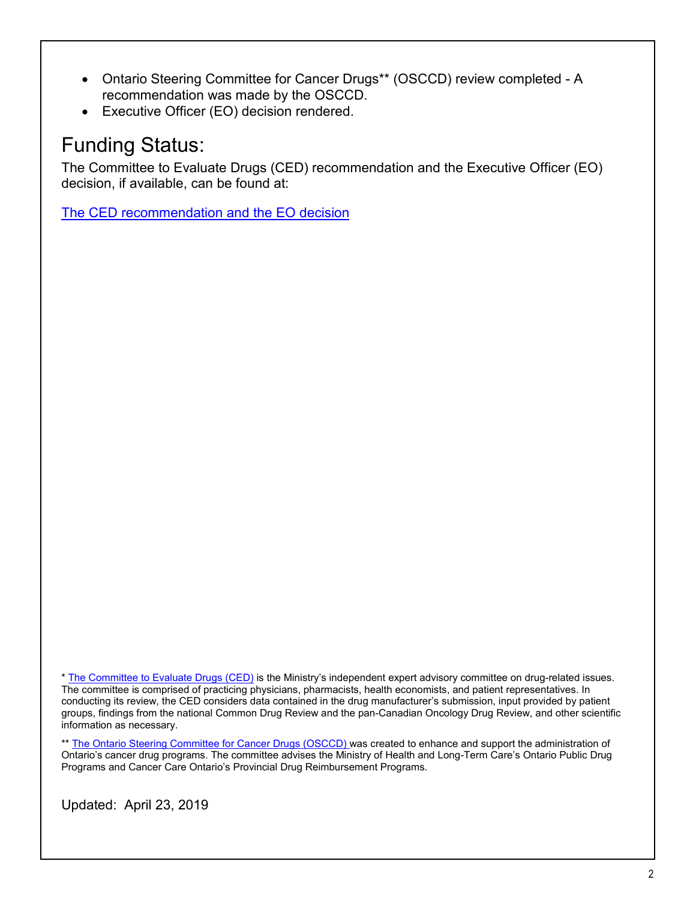- Ontario Steering Committee for Cancer Drugs** (OSCCD) review completed - A recommendation was made by the OSCCD.
- Executive Officer (EO) decision rendered.

# Funding Status:

The Committee to Evaluate Drugs (CED) recommendation and the Executive Officer (EO) decision, if available, can be found at:

The CED recommendation and the EO decision

* The Committee to Evaluate Drugs (CED) is the Ministry's independent expert advisory committee on drug-related issues. The committee is comprised of practicing physicians, pharmacists, health economists, and patient representatives. In conducting its review, the CED considers data contained in the drug manufacturer's submission, input provided by patient groups, findings from the national Common Drug Review and the pan-Canadian Oncology Drug Review, and other scientific information as necessary.

** The Ontario Steering Committee for Cancer Drugs (OSCCD) was created to enhance and support the administration of Ontario's cancer drug programs. The committee advises the Ministry of Health and Long-Term Care's Ontario Public Drug Programs and Cancer Care Ontario's Provincial Drug Reimbursement Programs.

Updated: April 23, 2019